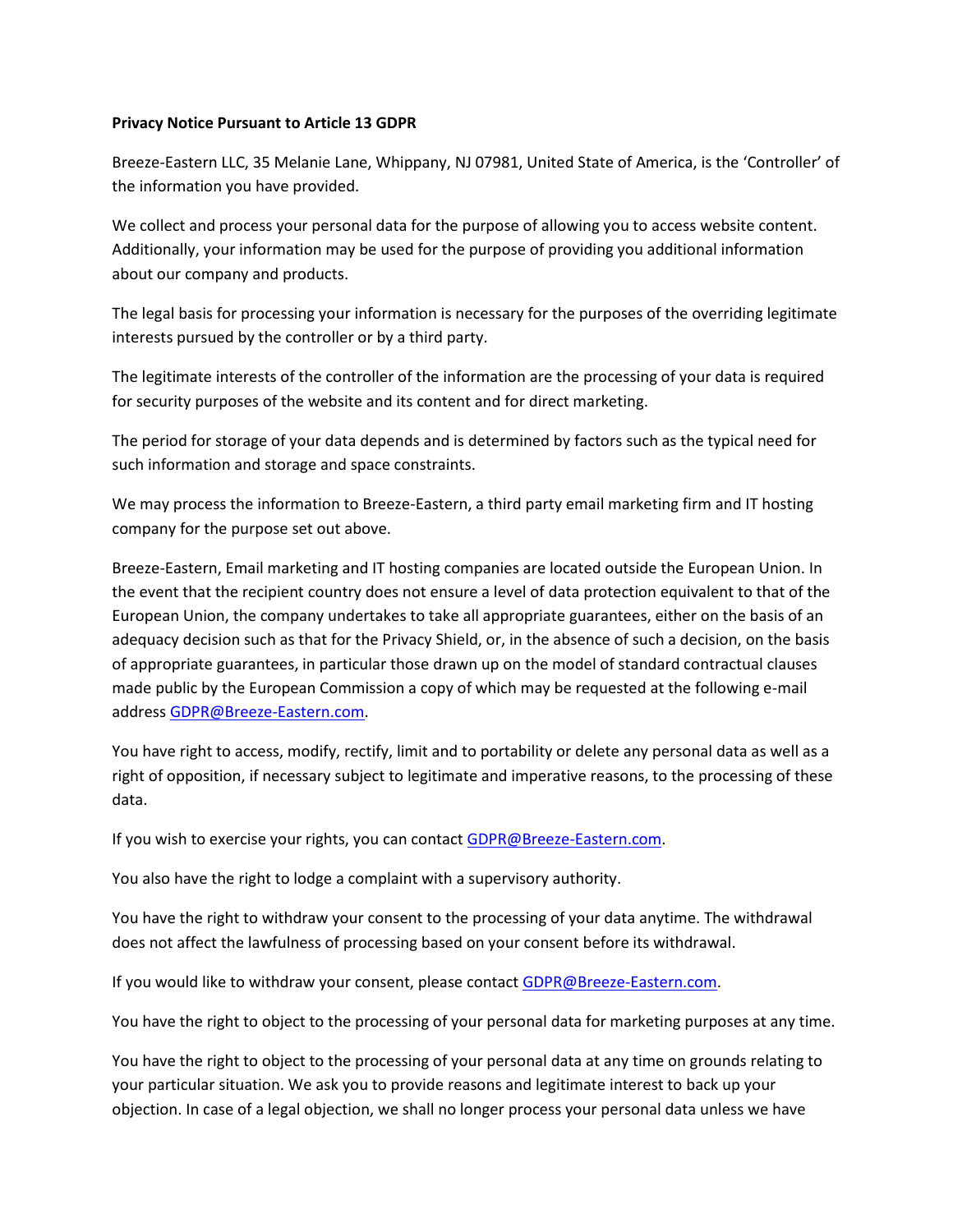**Privacy Notice Pursuant to Article 13 GDPR**

Breeze-Eastern LLC, 35 Melanie Lane, Whippany, NJ 07981, United State of America, is the 'Controller' of the information you have provided.

We collect and process your personal data for the purpose of allowing you to access website content. Additionally, your information may be used for the purpose of providing you additional information about our company and products.

The legal basis for processing your information is necessary for the purposes of the overriding legitimate interests pursued by the controller or by a third party.

The legitimate interests of the controller of the information are the processing of your data is required for security purposes of the website and its content and for direct marketing.

The period for storage of your data depends and is determined by factors such as the typical need for such information and storage and space constraints.

We may process the information to Breeze-Eastern, a third party email marketing firm and IT hosting company for the purpose set out above.

Breeze-Eastern, Email marketing and IT hosting companies are located outside the European Union. In the event that the recipient country does not ensure a level of data protection equivalent to that of the European Union, the company undertakes to take all appropriate guarantees, either on the basis of an adequacy decision such as that for the Privacy Shield, or, in the absence of such a decision, on the basis of appropriate guarantees, in particular those drawn up on the model of standard contractual clauses made public by the European Commission a copy of which may be requested at the following e-mail address GDPR@Breeze-Eastern.com.

You have right to access, modify, rectify, limit and to portability or delete any personal data as well as a right of opposition, if necessary subject to legitimate and imperative reasons, to the processing of these data.

If you wish to exercise your rights, you can contact GDPR@Breeze-Eastern.com.

You also have the right to lodge a complaint with a supervisory authority.

You have the right to withdraw your consent to the processing of your data anytime. The withdrawal does not affect the lawfulness of processing based on your consent before its withdrawal.

If you would like to withdraw your consent, please contact GDPR@Breeze-Eastern.com.

You have the right to object to the processing of your personal data for marketing purposes at any time.

You have the right to object to the processing of your personal data at any time on grounds relating to your particular situation. We ask you to provide reasons and legitimate interest to back up your objection. In case of a legal objection, we shall no longer process your personal data unless we have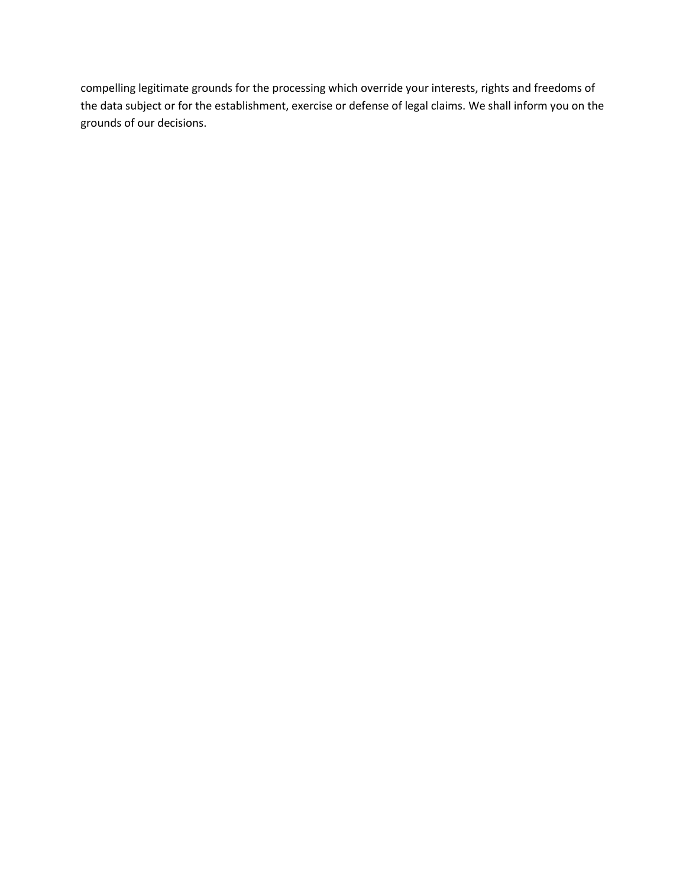compelling legitimate grounds for the processing which override your interests, rights and freedoms of the data subject or for the establishment, exercise or defense of legal claims. We shall inform you on the grounds of our decisions.